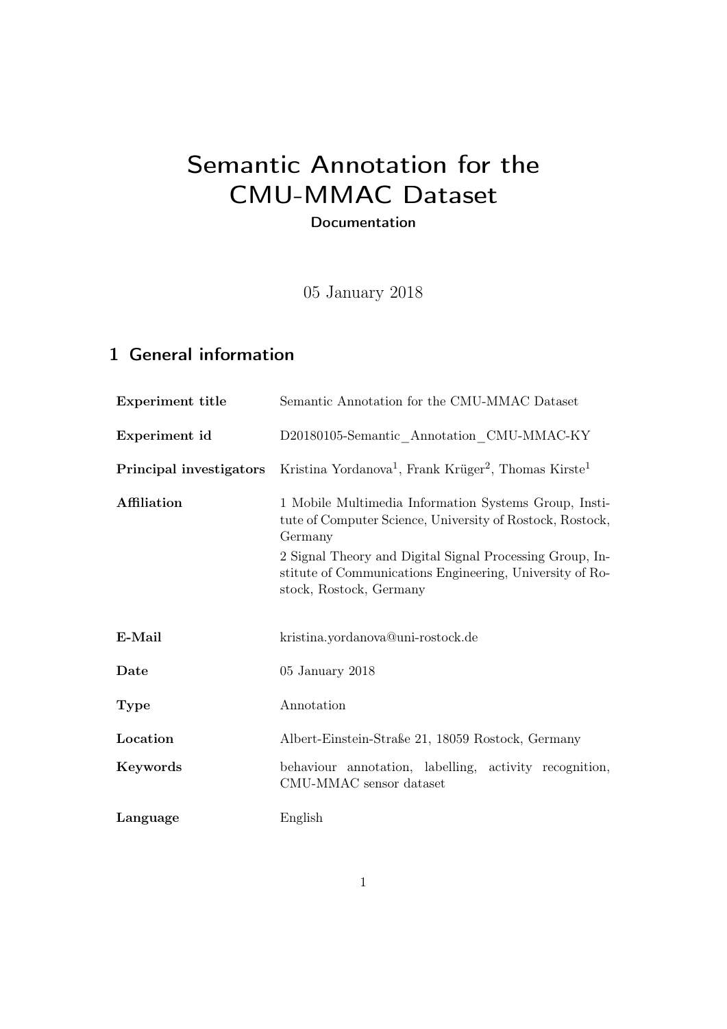# Semantic Annotation for the CMU-MMAC Dataset

**Documentation**

05 January 2018

## 1 General information

| | |
|---|---|
| **Experiment title** | Semantic Annotation for the CMU-MMAC Dataset |
| **Experiment id** | D20180105-Semantic_Annotation_CMU-MMAC-KY |
| **Principal investigators** | Kristina Yordanova[1], Frank Krüger[2], Thomas Kirste[1] |
| **Affiliation** | 1 Mobile Multimedia Information Systems Group, Institute of Computer Science, University of Rostock, Rostock, Germany<br>2 Signal Theory and Digital Signal Processing Group, Institute of Communications Engineering, University of Rostock, Rostock, Germany |
| **E-Mail** | kristina.yordanova@uni-rostock.de |
| **Date** | 05 January 2018 |
| **Type** | Annotation |
| **Location** | Albert-Einstein-Straße 21, 18059 Rostock, Germany |
| **Keywords** | behaviour annotation, labelling, activity recognition, CMU-MMAC sensor dataset |
| **Language** | English |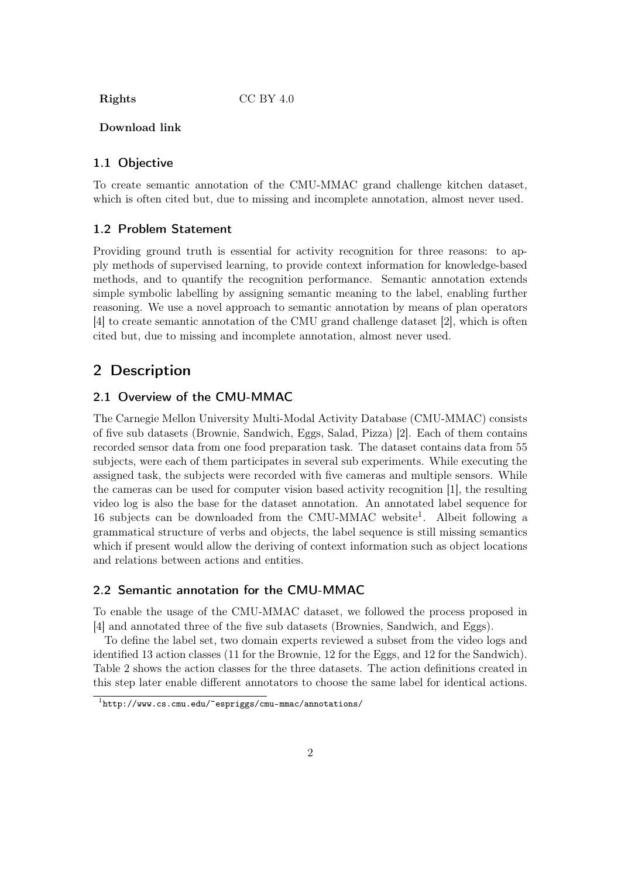**Rights** CC BY 4.0

**Download link**

### 1.1 Objective

To create semantic annotation of the CMU-MMAC grand challenge kitchen dataset, which is often cited but, due to missing and incomplete annotation, almost never used.

### 1.2 Problem Statement

Providing ground truth is essential for activity recognition for three reasons: to apply methods of supervised learning, to provide context information for knowledge-based methods, and to quantify the recognition performance. Semantic annotation extends simple symbolic labelling by assigning semantic meaning to the label, enabling further reasoning. We use a novel approach to semantic annotation by means of plan operators [4] to create semantic annotation of the CMU grand challenge dataset [2], which is often cited but, due to missing and incomplete annotation, almost never used.

## 2 Description

### 2.1 Overview of the CMU-MMAC

The Carnegie Mellon University Multi-Modal Activity Database (CMU-MMAC) consists of five sub datasets (Brownie, Sandwich, Eggs, Salad, Pizza) [2]. Each of them contains recorded sensor data from one food preparation task. The dataset contains data from 55 subjects, were each of them participates in several sub experiments. While executing the assigned task, the subjects were recorded with five cameras and multiple sensors. While the cameras can be used for computer vision based activity recognition [1], the resulting video log is also the base for the dataset annotation. An annotated label sequence for 16 subjects can be downloaded from the CMU-MMAC website[1]. Albeit following a grammatical structure of verbs and objects, the label sequence is still missing semantics which if present would allow the deriving of context information such as object locations and relations between actions and entities.

### 2.2 Semantic annotation for the CMU-MMAC

To enable the usage of the CMU-MMAC dataset, we followed the process proposed in [4] and annotated three of the five sub datasets (Brownies, Sandwich, and Eggs).

To define the label set, two domain experts reviewed a subset from the video logs and identified 13 action classes (11 for the Brownie, 12 for the Eggs, and 12 for the Sandwich). Table 2 shows the action classes for the three datasets. The action definitions created in this step later enable different annotators to choose the same label for identical actions.

[1] http://www.cs.cmu.edu/~espriggs/cmu-mmac/annotations/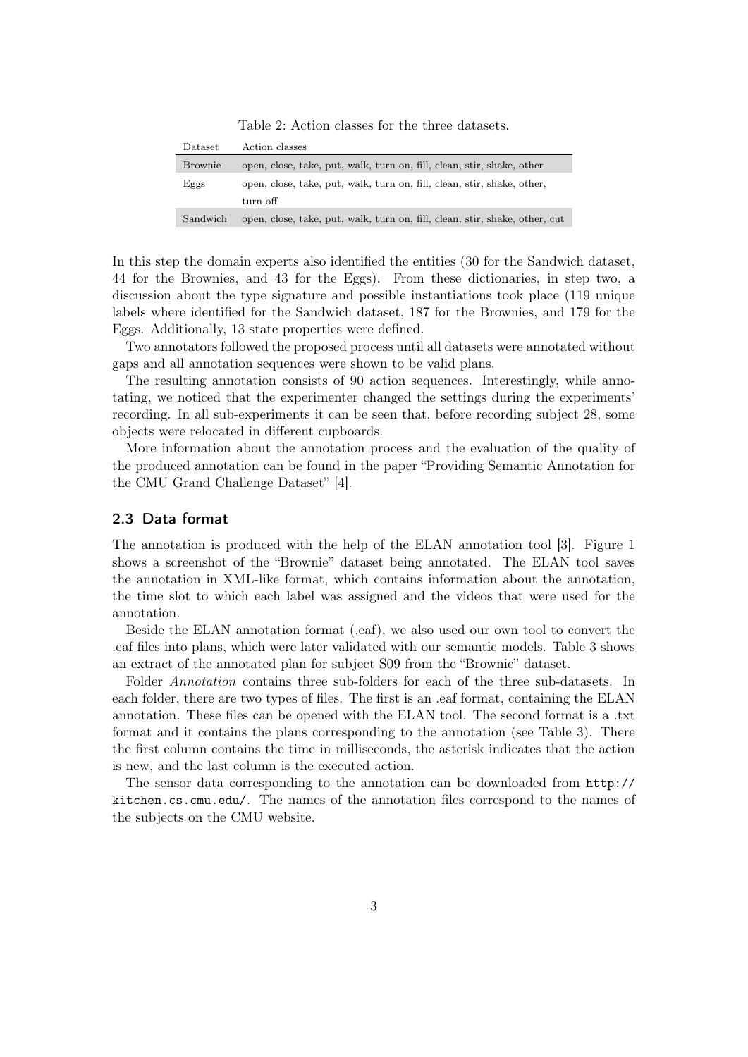Table 2: Action classes for the three datasets.

| Dataset | Action classes |
|---|---|
| Brownie | open, close, take, put, walk, turn on, fill, clean, stir, shake, other |
| Eggs | open, close, take, put, walk, turn on, fill, clean, stir, shake, other, turn off |
| Sandwich | open, close, take, put, walk, turn on, fill, clean, stir, shake, other, cut |

In this step the domain experts also identified the entities (30 for the Sandwich dataset, 44 for the Brownies, and 43 for the Eggs). From these dictionaries, in step two, a discussion about the type signature and possible instantiations took place (119 unique labels where identified for the Sandwich dataset, 187 for the Brownies, and 179 for the Eggs. Additionally, 13 state properties were defined.

Two annotators followed the proposed process until all datasets were annotated without gaps and all annotation sequences were shown to be valid plans.

The resulting annotation consists of 90 action sequences. Interestingly, while annotating, we noticed that the experimenter changed the settings during the experiments' recording. In all sub-experiments it can be seen that, before recording subject 28, some objects were relocated in different cupboards.

More information about the annotation process and the evaluation of the quality of the produced annotation can be found in the paper "Providing Semantic Annotation for the CMU Grand Challenge Dataset" [4].

## 2.3 Data format

The annotation is produced with the help of the ELAN annotation tool [3]. Figure 1 shows a screenshot of the "Brownie" dataset being annotated. The ELAN tool saves the annotation in XML-like format, which contains information about the annotation, the time slot to which each label was assigned and the videos that were used for the annotation.

Beside the ELAN annotation format (.eaf), we also used our own tool to convert the .eaf files into plans, which were later validated with our semantic models. Table 3 shows an extract of the annotated plan for subject S09 from the "Brownie" dataset.

Folder *Annotation* contains three sub-folders for each of the three sub-datasets. In each folder, there are two types of files. The first is an .eaf format, containing the ELAN annotation. These files can be opened with the ELAN tool. The second format is a .txt format and it contains the plans corresponding to the annotation (see Table 3). There the first column contains the time in milliseconds, the asterisk indicates that the action is new, and the last column is the executed action.

The sensor data corresponding to the annotation can be downloaded from `http://kitchen.cs.cmu.edu/`. The names of the annotation files correspond to the names of the subjects on the CMU website.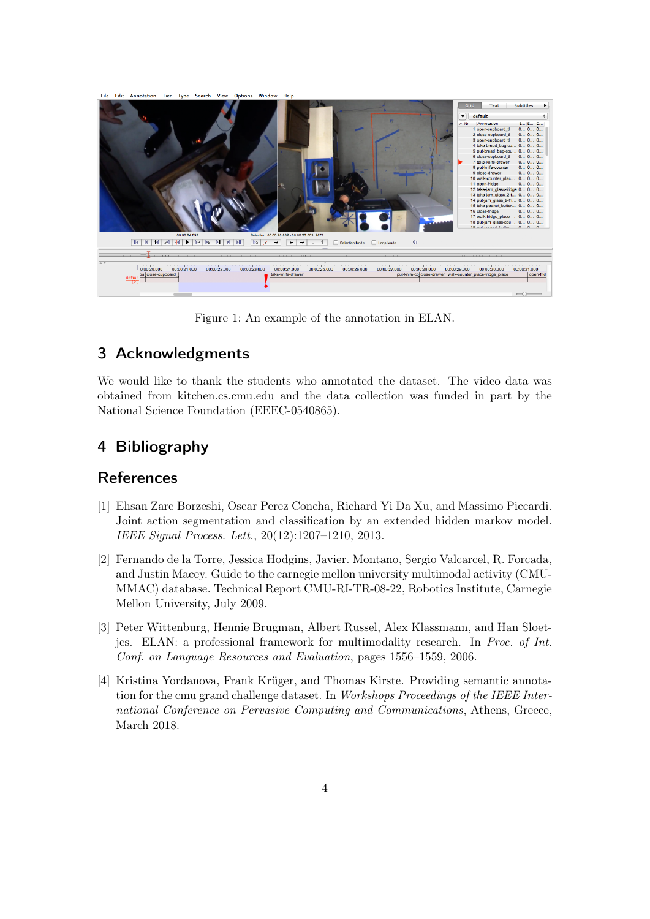Figure 1: An example of the annotation in ELAN.

## 3 Acknowledgments

We would like to thank the students who annotated the dataset. The video data was obtained from kitchen.cs.cmu.edu and the data collection was funded in part by the National Science Foundation (EEEC-0540865).

## 4 Bibliography

## References

[1] Ehsan Zare Borzeshi, Oscar Perez Concha, Richard Yi Da Xu, and Massimo Piccardi. Joint action segmentation and classification by an extended hidden markov model. *IEEE Signal Process. Lett.*, 20(12):1207–1210, 2013.

[2] Fernando de la Torre, Jessica Hodgins, Javier. Montano, Sergio Valcarcel, R. Forcada, and Justin Macey. Guide to the carnegie mellon university multimodal activity (CMU-MMAC) database. Technical Report CMU-RI-TR-08-22, Robotics Institute, Carnegie Mellon University, July 2009.

[3] Peter Wittenburg, Hennie Brugman, Albert Russel, Alex Klassmann, and Han Sloetjes. ELAN: a professional framework for multimodality research. In *Proc. of Int. Conf. on Language Resources and Evaluation*, pages 1556–1559, 2006.

[4] Kristina Yordanova, Frank Krüger, and Thomas Kirste. Providing semantic annotation for the cmu grand challenge dataset. In *Workshops Proceedings of the IEEE International Conference on Pervasive Computing and Communications*, Athens, Greece, March 2018.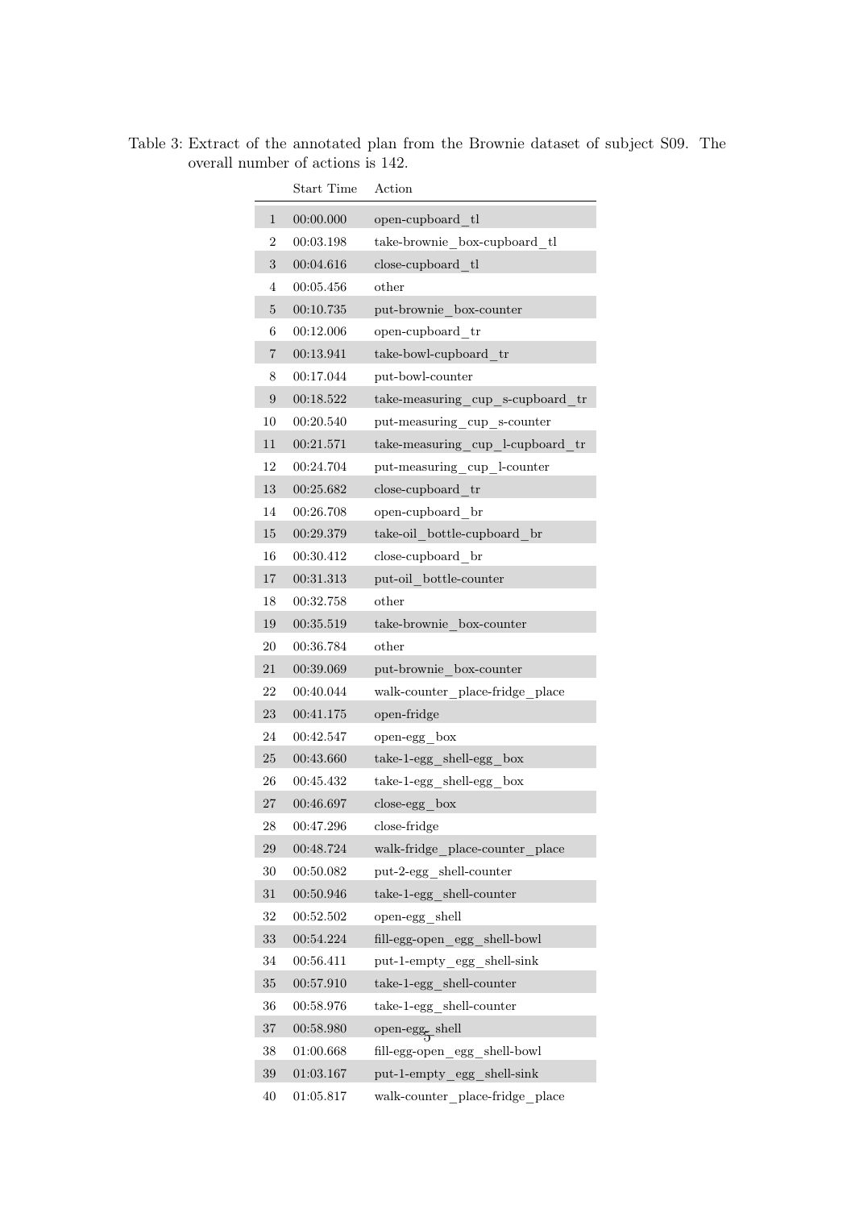Table 3: Extract of the annotated plan from the Brownie dataset of subject S09. The overall number of actions is 142.

| | Start Time | Action |
|---|---|---|
| 1 | 00:00.000 | open-cupboard_tl |
| 2 | 00:03.198 | take-brownie_box-cupboard_tl |
| 3 | 00:04.616 | close-cupboard_tl |
| 4 | 00:05.456 | other |
| 5 | 00:10.735 | put-brownie_box-counter |
| 6 | 00:12.006 | open-cupboard_tr |
| 7 | 00:13.941 | take-bowl-cupboard_tr |
| 8 | 00:17.044 | put-bowl-counter |
| 9 | 00:18.522 | take-measuring_cup_s-cupboard_tr |
| 10 | 00:20.540 | put-measuring_cup_s-counter |
| 11 | 00:21.571 | take-measuring_cup_l-cupboard_tr |
| 12 | 00:24.704 | put-measuring_cup_l-counter |
| 13 | 00:25.682 | close-cupboard_tr |
| 14 | 00:26.708 | open-cupboard_br |
| 15 | 00:29.379 | take-oil_bottle-cupboard_br |
| 16 | 00:30.412 | close-cupboard_br |
| 17 | 00:31.313 | put-oil_bottle-counter |
| 18 | 00:32.758 | other |
| 19 | 00:35.519 | take-brownie_box-counter |
| 20 | 00:36.784 | other |
| 21 | 00:39.069 | put-brownie_box-counter |
| 22 | 00:40.044 | walk-counter_place-fridge_place |
| 23 | 00:41.175 | open-fridge |
| 24 | 00:42.547 | open-egg_box |
| 25 | 00:43.660 | take-1-egg_shell-egg_box |
| 26 | 00:45.432 | take-1-egg_shell-egg_box |
| 27 | 00:46.697 | close-egg_box |
| 28 | 00:47.296 | close-fridge |
| 29 | 00:48.724 | walk-fridge_place-counter_place |
| 30 | 00:50.082 | put-2-egg_shell-counter |
| 31 | 00:50.946 | take-1-egg_shell-counter |
| 32 | 00:52.502 | open-egg_shell |
| 33 | 00:54.224 | fill-egg-open_egg_shell-bowl |
| 34 | 00:56.411 | put-1-empty_egg_shell-sink |
| 35 | 00:57.910 | take-1-egg_shell-counter |
| 36 | 00:58.976 | take-1-egg_shell-counter |
| 37 | 00:58.980 | open-egg_shell |
| 38 | 01:00.668 | fill-egg-open_egg_shell-bowl |
| 39 | 01:03.167 | put-1-empty_egg_shell-sink |
| 40 | 01:05.817 | walk-counter_place-fridge_place |